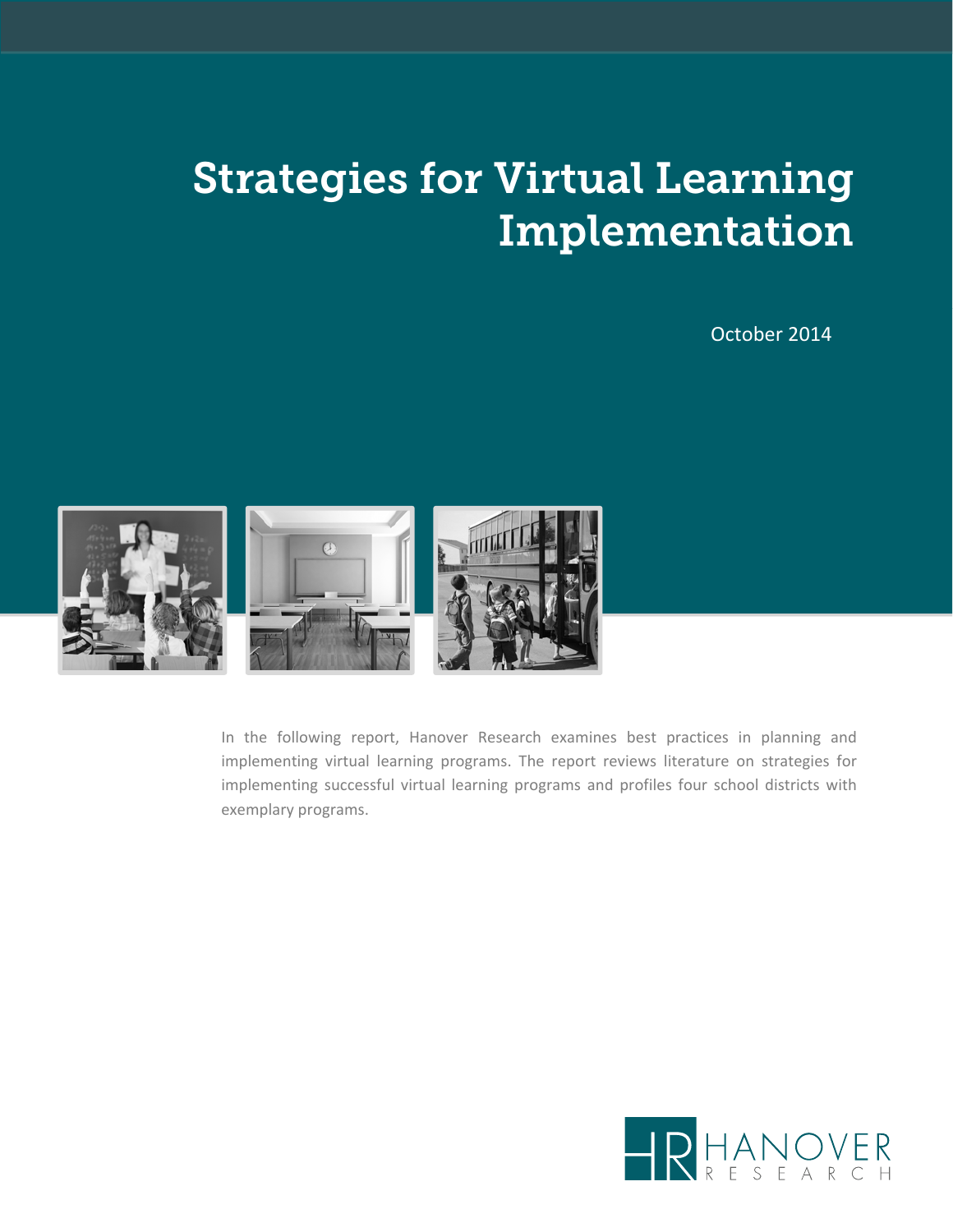# Strategies for Virtual Learning Implementation

October 2014

In the following report, Hanover Research examines best practices in planning and implementing virtual learning programs. The report reviews literature on strategies for implementing successful virtual learning programs and profiles four school districts with exemplary programs.

HANOVER RESEARCH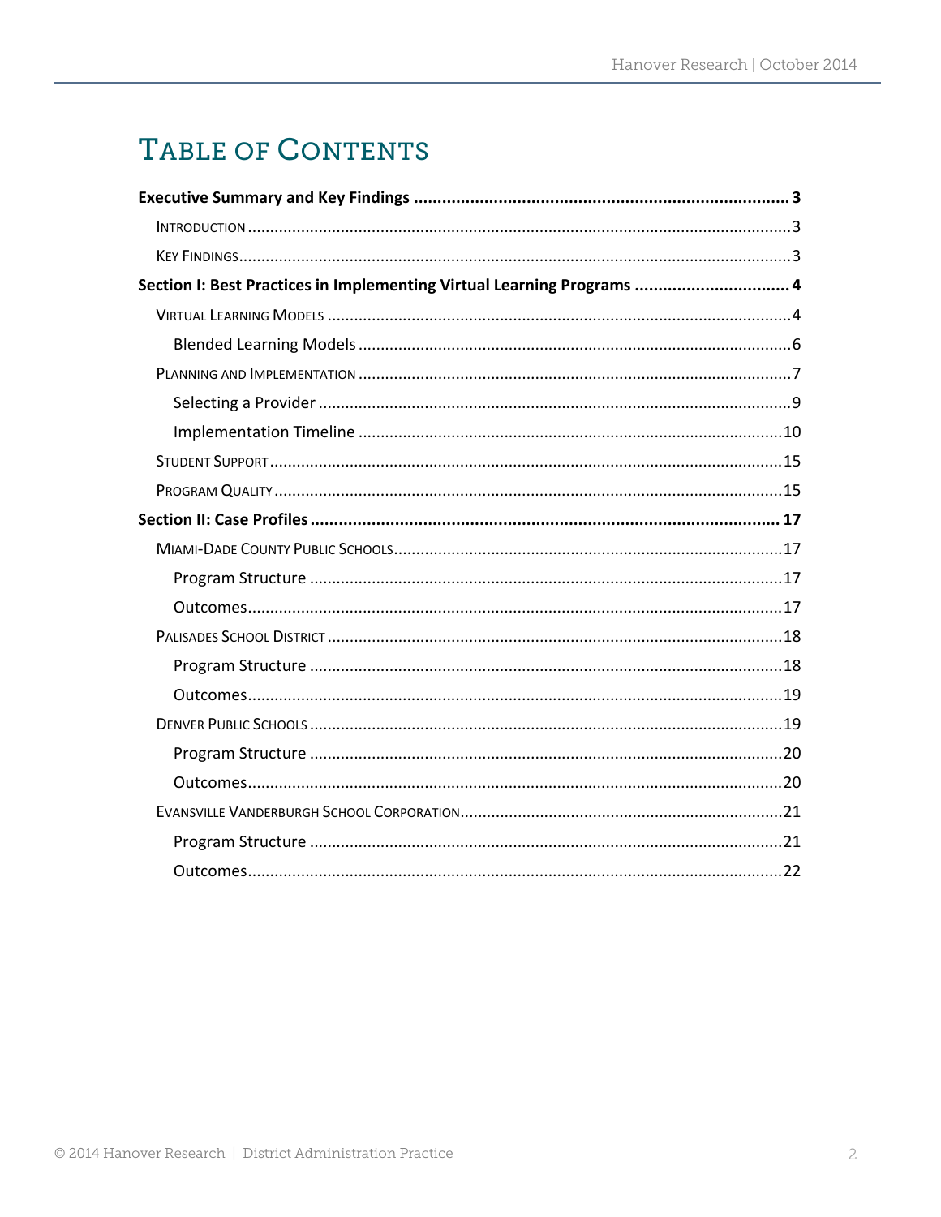# TABLE OF CONTENTS

**Executive Summary and Key Findings .................................................................................. 3**

INTRODUCTION ........................................................................................................................ 3

KEY FINDINGS .......................................................................................................................... 3

**Section I: Best Practices in Implementing Virtual Learning Programs ................................ 4**

VIRTUAL LEARNING MODELS ....................................................................................................... 4

Blended Learning Models ................................................................................................. 6

PLANNING AND IMPLEMENTATION ................................................................................................ 7

Selecting a Provider .......................................................................................................... 9

Implementation Timeline ................................................................................................. 10

STUDENT SUPPORT .................................................................................................................. 15

PROGRAM QUALITY ................................................................................................................. 15

**Section II: Case Profiles ...................................................................................................... 17**

MIAMI-DADE COUNTY PUBLIC SCHOOLS ...................................................................................... 17

Program Structure .......................................................................................................... 17

Outcomes ........................................................................................................................ 17

PALISADES SCHOOL DISTRICT .................................................................................................... 18

Program Structure .......................................................................................................... 18

Outcomes ........................................................................................................................ 19

DENVER PUBLIC SCHOOLS ......................................................................................................... 19

Program Structure .......................................................................................................... 20

Outcomes ........................................................................................................................ 20

EVANSVILLE VANDERBURGH SCHOOL CORPORATION ....................................................................... 21

Program Structure .......................................................................................................... 21

Outcomes ........................................................................................................................ 22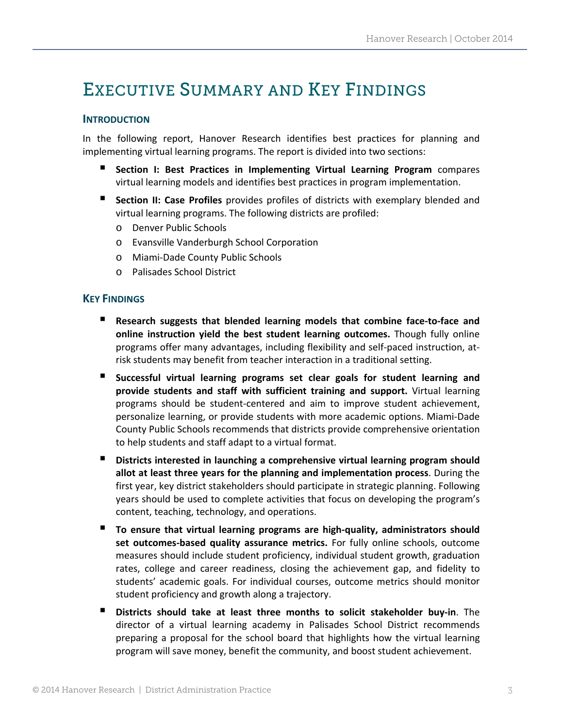# Executive Summary and Key Findings

## Introduction

In the following report, Hanover Research identifies best practices for planning and implementing virtual learning programs. The report is divided into two sections:

- **Section I: Best Practices in Implementing Virtual Learning Program** compares virtual learning models and identifies best practices in program implementation.
- **Section II: Case Profiles** provides profiles of districts with exemplary blended and virtual learning programs. The following districts are profiled:
  - Denver Public Schools
  - Evansville Vanderburgh School Corporation
  - Miami-Dade County Public Schools
  - Palisades School District

## Key Findings

- **Research suggests that blended learning models that combine face-to-face and online instruction yield the best student learning outcomes.** Though fully online programs offer many advantages, including flexibility and self-paced instruction, at-risk students may benefit from teacher interaction in a traditional setting.
- **Successful virtual learning programs set clear goals for student learning and provide students and staff with sufficient training and support.** Virtual learning programs should be student-centered and aim to improve student achievement, personalize learning, or provide students with more academic options. Miami-Dade County Public Schools recommends that districts provide comprehensive orientation to help students and staff adapt to a virtual format.
- **Districts interested in launching a comprehensive virtual learning program should allot at least three years for the planning and implementation process**. During the first year, key district stakeholders should participate in strategic planning. Following years should be used to complete activities that focus on developing the program's content, teaching, technology, and operations.
- **To ensure that virtual learning programs are high-quality, administrators should set outcomes-based quality assurance metrics.** For fully online schools, outcome measures should include student proficiency, individual student growth, graduation rates, college and career readiness, closing the achievement gap, and fidelity to students' academic goals. For individual courses, outcome metrics should monitor student proficiency and growth along a trajectory.
- **Districts should take at least three months to solicit stakeholder buy-in**. The director of a virtual learning academy in Palisades School District recommends preparing a proposal for the school board that highlights how the virtual learning program will save money, benefit the community, and boost student achievement.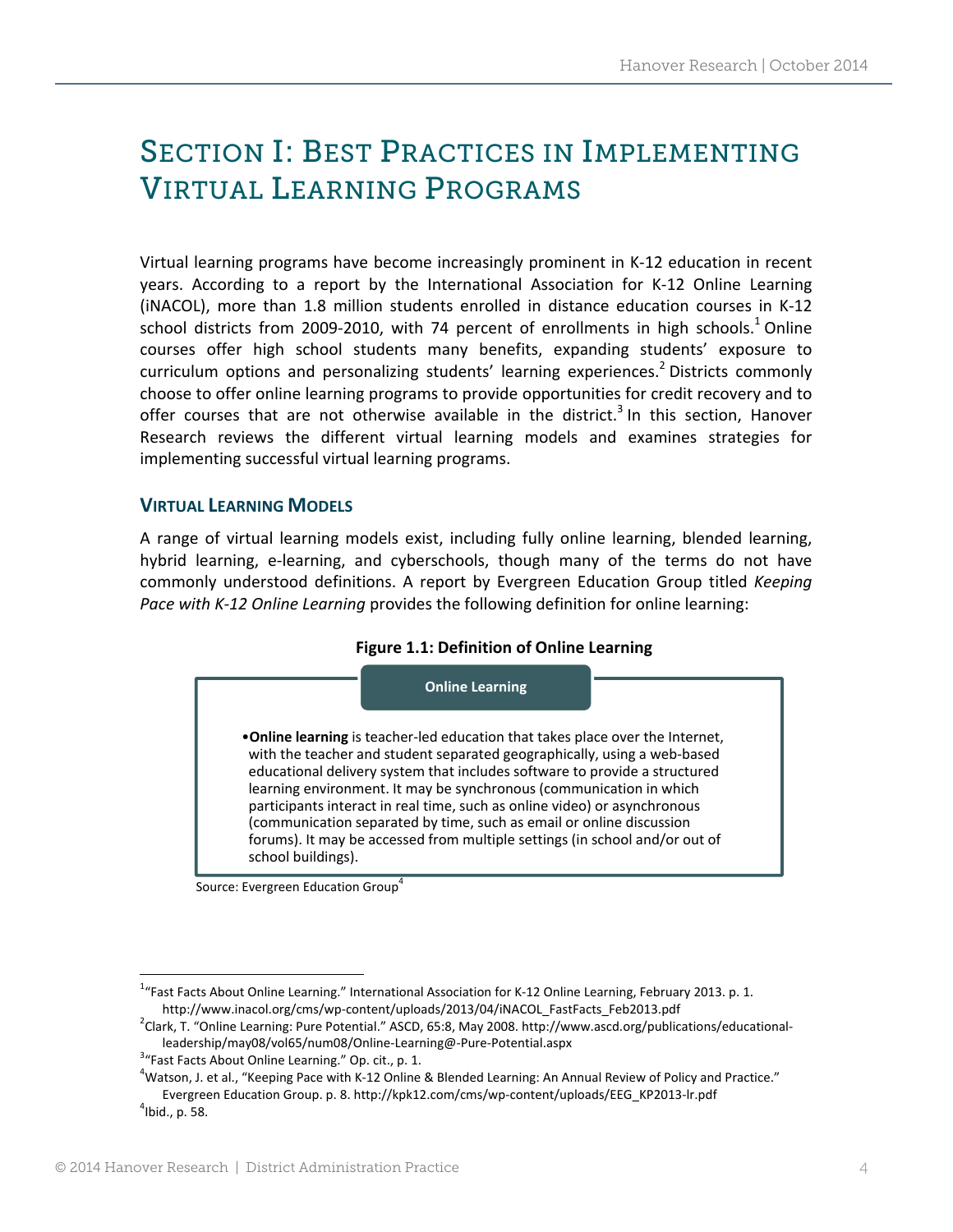# SECTION I: BEST PRACTICES IN IMPLEMENTING VIRTUAL LEARNING PROGRAMS

Virtual learning programs have become increasingly prominent in K-12 education in recent years. According to a report by the International Association for K-12 Online Learning (iNACOL), more than 1.8 million students enrolled in distance education courses in K-12 school districts from 2009-2010, with 74 percent of enrollments in high schools.[1] Online courses offer high school students many benefits, expanding students' exposure to curriculum options and personalizing students' learning experiences.[2] Districts commonly choose to offer online learning programs to provide opportunities for credit recovery and to offer courses that are not otherwise available in the district.[3] In this section, Hanover Research reviews the different virtual learning models and examines strategies for implementing successful virtual learning programs.

## VIRTUAL LEARNING MODELS

A range of virtual learning models exist, including fully online learning, blended learning, hybrid learning, e-learning, and cyberschools, though many of the terms do not have commonly understood definitions. A report by Evergreen Education Group titled *Keeping Pace with K-12 Online Learning* provides the following definition for online learning:

**Figure 1.1: Definition of Online Learning**

**Online Learning**

- **Online learning** is teacher-led education that takes place over the Internet, with the teacher and student separated geographically, using a web-based educational delivery system that includes software to provide a structured learning environment. It may be synchronous (communication in which participants interact in real time, such as online video) or asynchronous (communication separated by time, such as email or online discussion forums). It may be accessed from multiple settings (in school and/or out of school buildings).

Source: Evergreen Education Group[4]

---

[1] "Fast Facts About Online Learning." International Association for K-12 Online Learning, February 2013. p. 1. http://www.inacol.org/cms/wp-content/uploads/2013/04/iNACOL_FastFacts_Feb2013.pdf

[2] Clark, T. "Online Learning: Pure Potential." ASCD, 65:8, May 2008. http://www.ascd.org/publications/educational-leadership/may08/vol65/num08/Online-Learning@-Pure-Potential.aspx

[3] "Fast Facts About Online Learning." Op. cit., p. 1.

[4] Watson, J. et al., "Keeping Pace with K-12 Online & Blended Learning: An Annual Review of Policy and Practice." Evergreen Education Group. p. 8. http://kpk12.com/cms/wp-content/uploads/EEG_KP2013-lr.pdf

[4] Ibid., p. 58.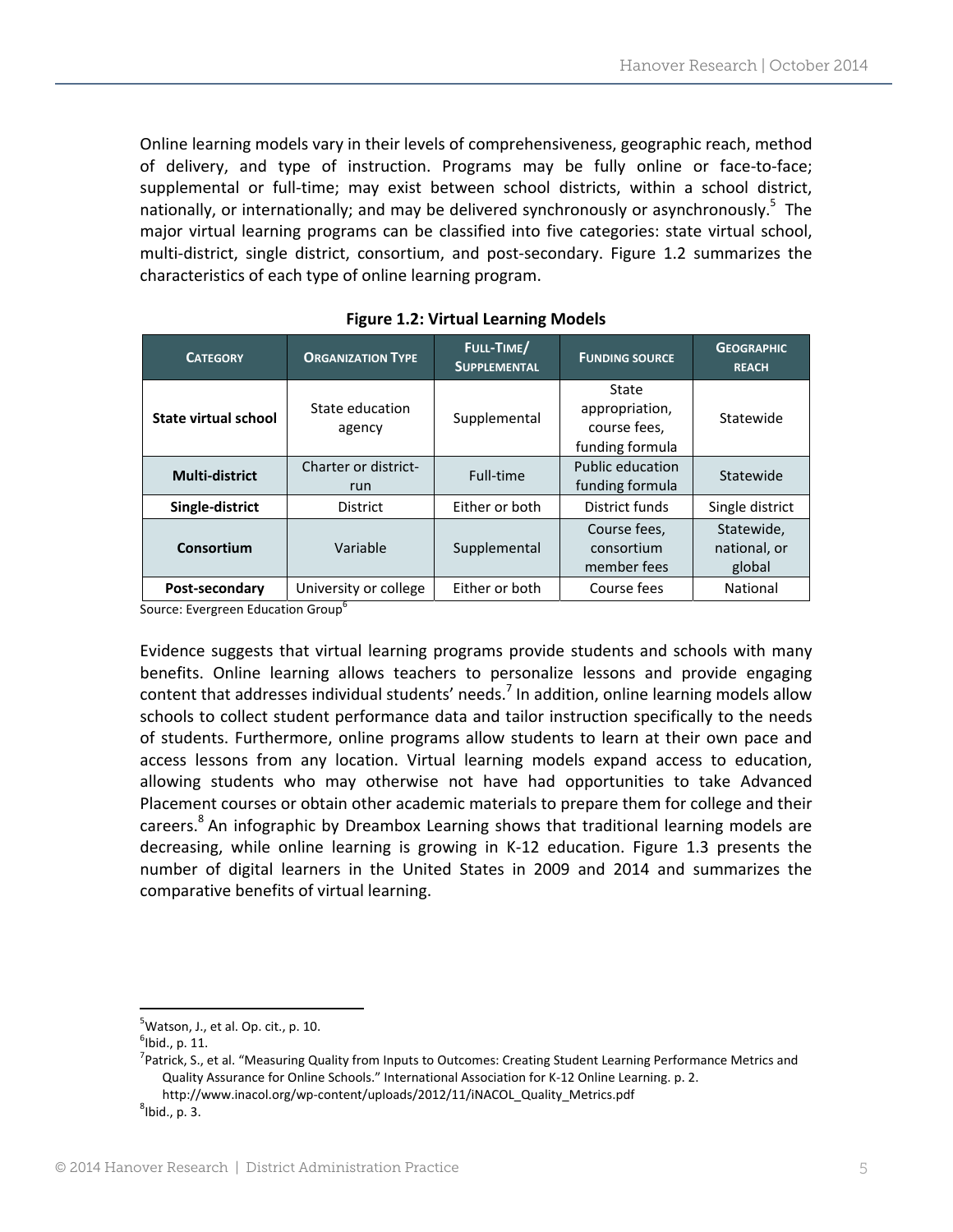Online learning models vary in their levels of comprehensiveness, geographic reach, method of delivery, and type of instruction. Programs may be fully online or face-to-face; supplemental or full-time; may exist between school districts, within a school district, nationally, or internationally; and may be delivered synchronously or asynchronously.[5] The major virtual learning programs can be classified into five categories: state virtual school, multi-district, single district, consortium, and post-secondary. Figure 1.2 summarizes the characteristics of each type of online learning program.

**Figure 1.2: Virtual Learning Models**

| Category | Organization Type | Full-Time/ Supplemental | Funding source | Geographic reach |
|---|---|---|---|---|
| **State virtual school** | State education agency | Supplemental | State appropriation, course fees, funding formula | Statewide |
| **Multi-district** | Charter or district-run | Full-time | Public education funding formula | Statewide |
| **Single-district** | District | Either or both | District funds | Single district |
| **Consortium** | Variable | Supplemental | Course fees, consortium member fees | Statewide, national, or global |
| **Post-secondary** | University or college | Either or both | Course fees | National |

Source: Evergreen Education Group[6]

Evidence suggests that virtual learning programs provide students and schools with many benefits. Online learning allows teachers to personalize lessons and provide engaging content that addresses individual students' needs.[7] In addition, online learning models allow schools to collect student performance data and tailor instruction specifically to the needs of students. Furthermore, online programs allow students to learn at their own pace and access lessons from any location. Virtual learning models expand access to education, allowing students who may otherwise not have had opportunities to take Advanced Placement courses or obtain other academic materials to prepare them for college and their careers.[8] An infographic by Dreambox Learning shows that traditional learning models are decreasing, while online learning is growing in K-12 education. Figure 1.3 presents the number of digital learners in the United States in 2009 and 2014 and summarizes the comparative benefits of virtual learning.

---

[5] Watson, J., et al. Op. cit., p. 10.

[6] Ibid., p. 11.

[7] Patrick, S., et al. "Measuring Quality from Inputs to Outcomes: Creating Student Learning Performance Metrics and Quality Assurance for Online Schools." International Association for K-12 Online Learning. p. 2. http://www.inacol.org/wp-content/uploads/2012/11/iNACOL_Quality_Metrics.pdf

[8] Ibid., p. 3.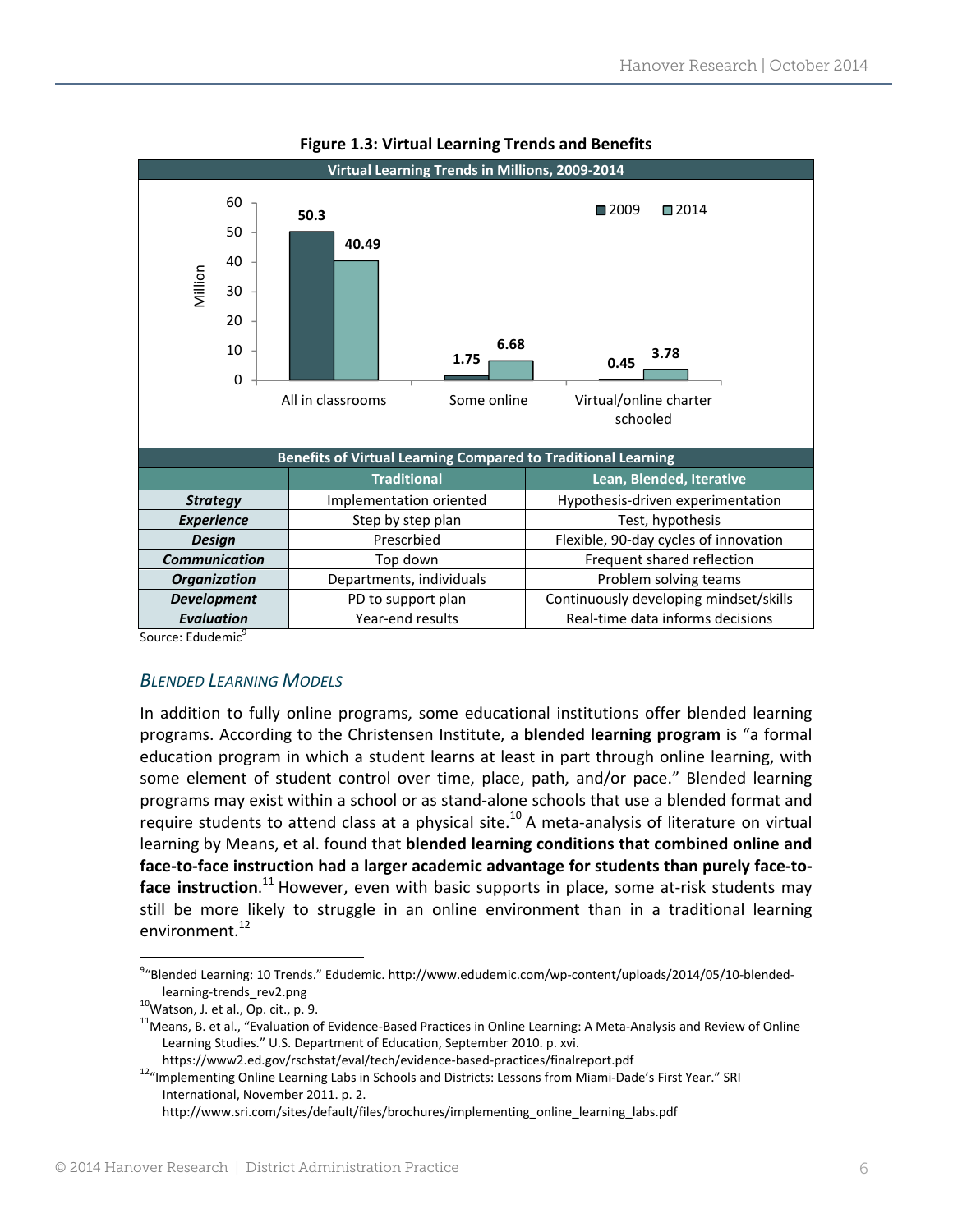**Figure 1.3: Virtual Learning Trends and Benefits**

**Virtual Learning Trends in Millions, 2009-2014**

| | 2009 | 2014 |
|---|---|---|
| All in classrooms | 50.3 | 40.49 |
| Some online | 1.75 | 6.68 |
| Virtual/online charter schooled | 0.45 | 3.78 |

**Benefits of Virtual Learning Compared to Traditional Learning**

| | Traditional | Lean, Blended, Iterative |
|---|---|---|
| ***Strategy*** | Implementation oriented | Hypothesis-driven experimentation |
| ***Experience*** | Step by step plan | Test, hypothesis |
| ***Design*** | Prescrbied | Flexible, 90-day cycles of innovation |
| ***Communication*** | Top down | Frequent shared reflection |
| ***Organization*** | Departments, individuals | Problem solving teams |
| ***Development*** | PD to support plan | Continuously developing mindset/skills |
| ***Evaluation*** | Year-end results | Real-time data informs decisions |

Source: Edudemic[9]

### *BLENDED LEARNING MODELS*

In addition to fully online programs, some educational institutions offer blended learning programs. According to the Christensen Institute, a **blended learning program** is "a formal education program in which a student learns at least in part through online learning, with some element of student control over time, place, path, and/or pace." Blended learning programs may exist within a school or as stand-alone schools that use a blended format and require students to attend class at a physical site.[10] A meta-analysis of literature on virtual learning by Means, et al. found that **blended learning conditions that combined online and face-to-face instruction had a larger academic advantage for students than purely face-to-face instruction**.[11] However, even with basic supports in place, some at-risk students may still be more likely to struggle in an online environment than in a traditional learning environment.[12]

---

[9] "Blended Learning: 10 Trends." Edudemic. http://www.edudemic.com/wp-content/uploads/2014/05/10-blended-learning-trends_rev2.png

[10] Watson, J. et al., Op. cit., p. 9.

[11] Means, B. et al., "Evaluation of Evidence-Based Practices in Online Learning: A Meta-Analysis and Review of Online Learning Studies." U.S. Department of Education, September 2010. p. xvi. https://www2.ed.gov/rschstat/eval/tech/evidence-based-practices/finalreport.pdf

[12] "Implementing Online Learning Labs in Schools and Districts: Lessons from Miami-Dade's First Year." SRI International, November 2011. p. 2. http://www.sri.com/sites/default/files/brochures/implementing_online_learning_labs.pdf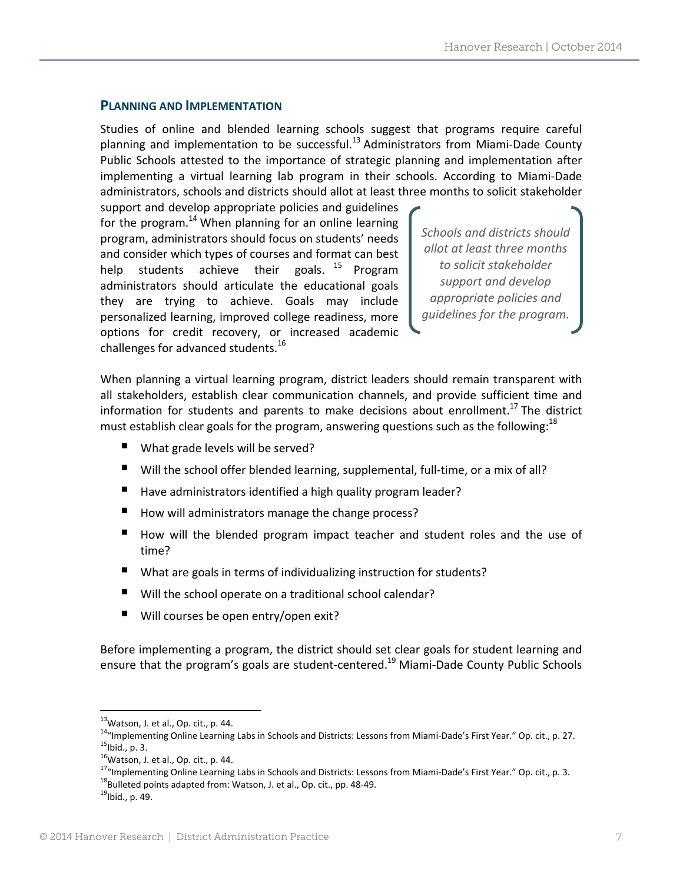### PLANNING AND IMPLEMENTATION

Studies of online and blended learning schools suggest that programs require careful planning and implementation to be successful.[13] Administrators from Miami-Dade County Public Schools attested to the importance of strategic planning and implementation after implementing a virtual learning lab program in their schools. According to Miami-Dade administrators, schools and districts should allot at least three months to solicit stakeholder support and develop appropriate policies and guidelines for the program.[14] When planning for an online learning program, administrators should focus on students' needs and consider which types of courses and format can best help students achieve their goals.[15] Program administrators should articulate the educational goals they are trying to achieve. Goals may include personalized learning, improved college readiness, more options for credit recovery, or increased academic challenges for advanced students.[16]

> *Schools and districts should allot at least three months to solicit stakeholder support and develop appropriate policies and guidelines for the program.*

When planning a virtual learning program, district leaders should remain transparent with all stakeholders, establish clear communication channels, and provide sufficient time and information for students and parents to make decisions about enrollment.[17] The district must establish clear goals for the program, answering questions such as the following:[18]

- What grade levels will be served?
- Will the school offer blended learning, supplemental, full-time, or a mix of all?
- Have administrators identified a high quality program leader?
- How will administrators manage the change process?
- How will the blended program impact teacher and student roles and the use of time?
- What are goals in terms of individualizing instruction for students?
- Will the school operate on a traditional school calendar?
- Will courses be open entry/open exit?

Before implementing a program, the district should set clear goals for student learning and ensure that the program's goals are student-centered.[19] Miami-Dade County Public Schools

---

[13] Watson, J. et al., Op. cit., p. 44.

[14] "Implementing Online Learning Labs in Schools and Districts: Lessons from Miami-Dade's First Year." Op. cit., p. 27.

[15] Ibid., p. 3.

[16] Watson, J. et al., Op. cit., p. 44.

[17] "Implementing Online Learning Labs in Schools and Districts: Lessons from Miami-Dade's First Year." Op. cit., p. 3.

[18] Bulleted points adapted from: Watson, J. et al., Op. cit., pp. 48-49.

[19] Ibid., p. 49.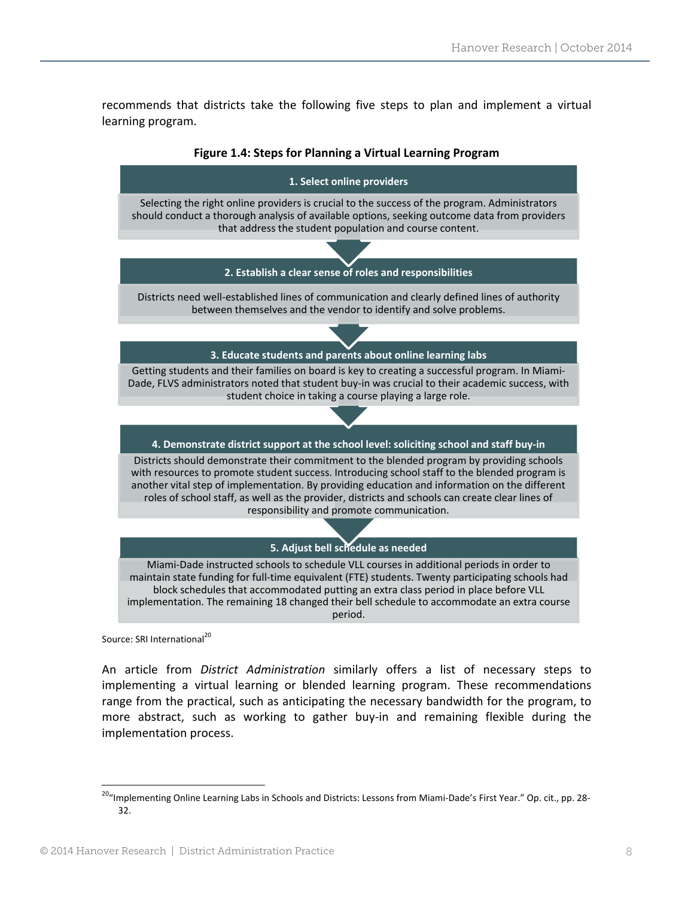recommends that districts take the following five steps to plan and implement a virtual learning program.

**Figure 1.4: Steps for Planning a Virtual Learning Program**

**1. Select online providers**

Selecting the right online providers is crucial to the success of the program. Administrators should conduct a thorough analysis of available options, seeking outcome data from providers that address the student population and course content.

**2. Establish a clear sense of roles and responsibilities**

Districts need well-established lines of communication and clearly defined lines of authority between themselves and the vendor to identify and solve problems.

**3. Educate students and parents about online learning labs**

Getting students and their families on board is key to creating a successful program. In Miami-Dade, FLVS administrators noted that student buy-in was crucial to their academic success, with student choice in taking a course playing a large role.

**4. Demonstrate district support at the school level: soliciting school and staff buy-in**

Districts should demonstrate their commitment to the blended program by providing schools with resources to promote student success. Introducing school staff to the blended program is another vital step of implementation. By providing education and information on the different roles of school staff, as well as the provider, districts and schools can create clear lines of responsibility and promote communication.

**5. Adjust bell schedule as needed**

Miami-Dade instructed schools to schedule VLL courses in additional periods in order to maintain state funding for full-time equivalent (FTE) students. Twenty participating schools had block schedules that accommodated putting an extra class period in place before VLL implementation. The remaining 18 changed their bell schedule to accommodate an extra course period.

Source: SRI International[20]

An article from *District Administration* similarly offers a list of necessary steps to implementing a virtual learning or blended learning program. These recommendations range from the practical, such as anticipating the necessary bandwidth for the program, to more abstract, such as working to gather buy-in and remaining flexible during the implementation process.

---

[20] "Implementing Online Learning Labs in Schools and Districts: Lessons from Miami-Dade's First Year." Op. cit., pp. 28-32.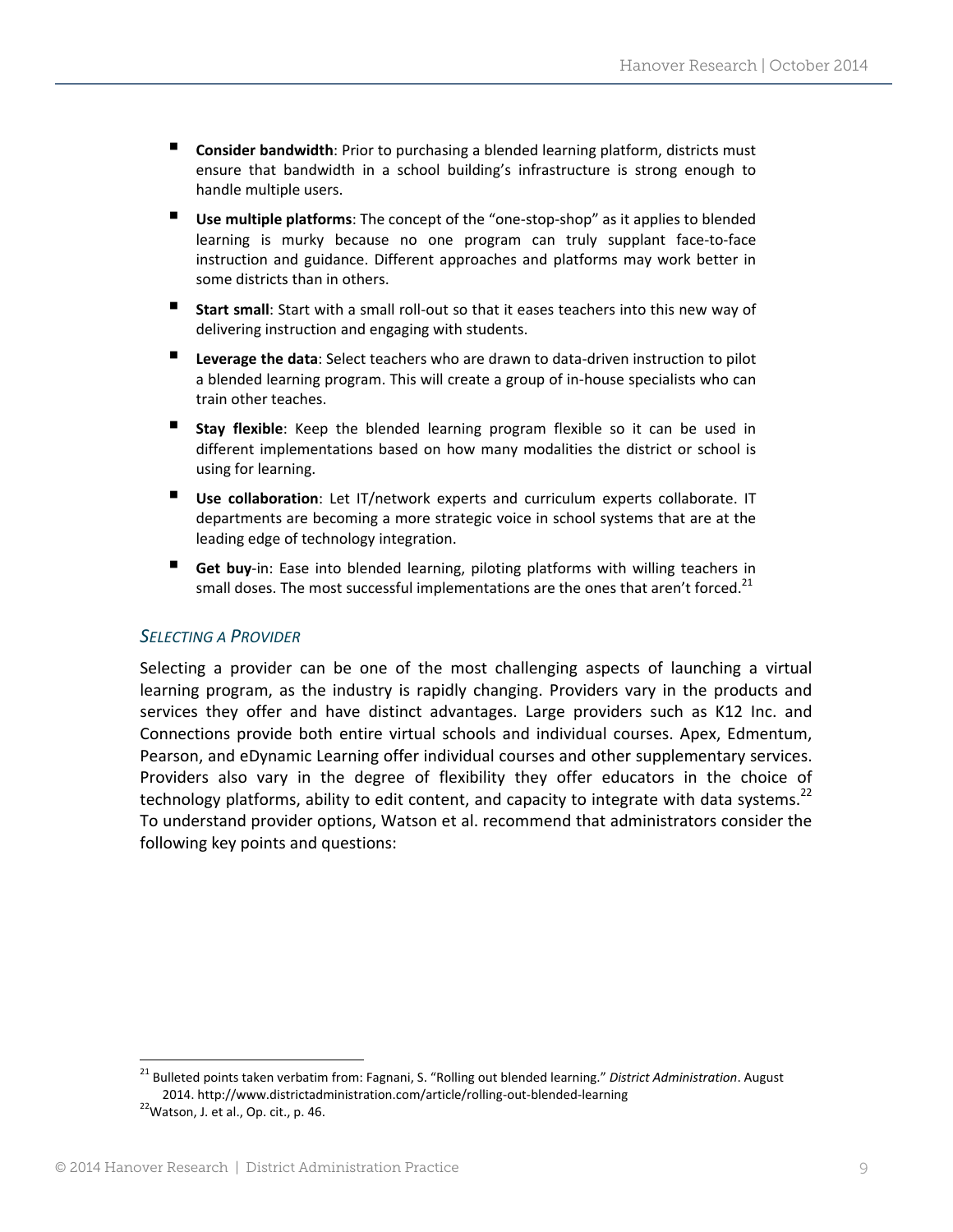- **Consider bandwidth**: Prior to purchasing a blended learning platform, districts must ensure that bandwidth in a school building's infrastructure is strong enough to handle multiple users.
- **Use multiple platforms**: The concept of the "one-stop-shop" as it applies to blended learning is murky because no one program can truly supplant face-to-face instruction and guidance. Different approaches and platforms may work better in some districts than in others.
- **Start small**: Start with a small roll-out so that it eases teachers into this new way of delivering instruction and engaging with students.
- **Leverage the data**: Select teachers who are drawn to data-driven instruction to pilot a blended learning program. This will create a group of in-house specialists who can train other teaches.
- **Stay flexible**: Keep the blended learning program flexible so it can be used in different implementations based on how many modalities the district or school is using for learning.
- **Use collaboration**: Let IT/network experts and curriculum experts collaborate. IT departments are becoming a more strategic voice in school systems that are at the leading edge of technology integration.
- **Get buy**-in: Ease into blended learning, piloting platforms with willing teachers in small doses. The most successful implementations are the ones that aren't forced.[21]

### *Selecting a Provider*

Selecting a provider can be one of the most challenging aspects of launching a virtual learning program, as the industry is rapidly changing. Providers vary in the products and services they offer and have distinct advantages. Large providers such as K12 Inc. and Connections provide both entire virtual schools and individual courses. Apex, Edmentum, Pearson, and eDynamic Learning offer individual courses and other supplementary services. Providers also vary in the degree of flexibility they offer educators in the choice of technology platforms, ability to edit content, and capacity to integrate with data systems.[22] To understand provider options, Watson et al. recommend that administrators consider the following key points and questions:

---

[21] Bulleted points taken verbatim from: Fagnani, S. "Rolling out blended learning." *District Administration*. August 2014. http://www.districtadministration.com/article/rolling-out-blended-learning

[22] Watson, J. et al., Op. cit., p. 46.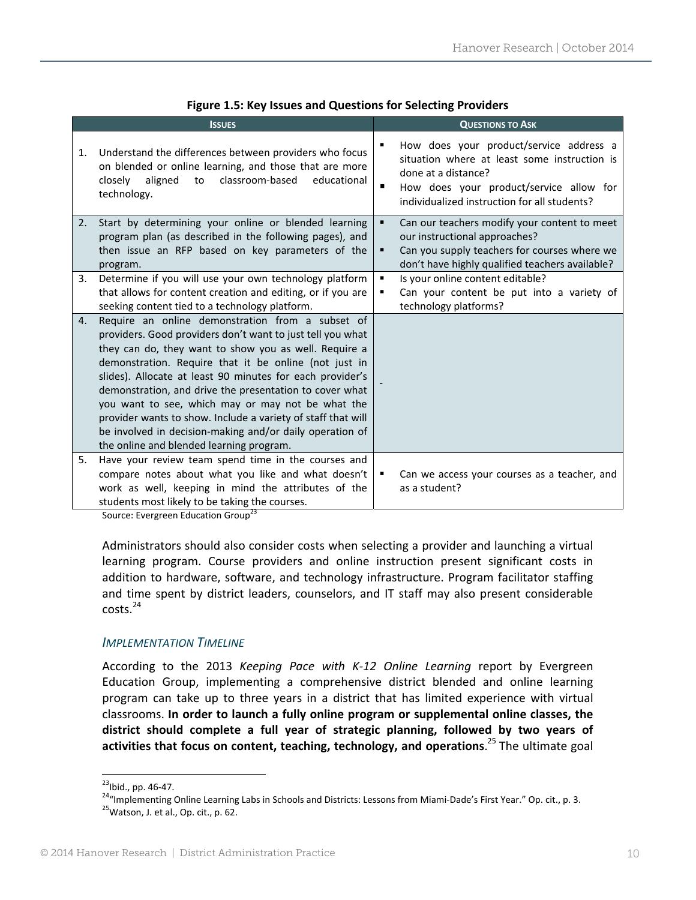**Figure 1.5: Key Issues and Questions for Selecting Providers**

| Issues | Questions to Ask |
|---|---|
| 1. Understand the differences between providers who focus on blended or online learning, and those that are more closely aligned to classroom-based educational technology. | ▪ How does your product/service address a situation where at least some instruction is done at a distance?<br>▪ How does your product/service allow for individualized instruction for all students? |
| 2. Start by determining your online or blended learning program plan (as described in the following pages), and then issue an RFP based on key parameters of the program. | ▪ Can our teachers modify your content to meet our instructional approaches?<br>▪ Can you supply teachers for courses where we don't have highly qualified teachers available? |
| 3. Determine if you will use your own technology platform that allows for content creation and editing, or if you are seeking content tied to a technology platform. | ▪ Is your online content editable?<br>▪ Can your content be put into a variety of technology platforms? |
| 4. Require an online demonstration from a subset of providers. Good providers don't want to just tell you what they can do, they want to show you as well. Require a demonstration. Require that it be online (not just in slides). Allocate at least 90 minutes for each provider's demonstration, and drive the presentation to cover what you want to see, which may or may not be what the provider wants to show. Include a variety of staff that will be involved in decision-making and/or daily operation of the online and blended learning program. | - |
| 5. Have your review team spend time in the courses and compare notes about what you like and what doesn't work as well, keeping in mind the attributes of the students most likely to be taking the courses. | ▪ Can we access your courses as a teacher, and as a student? |

Source: Evergreen Education Group[23]

Administrators should also consider costs when selecting a provider and launching a virtual learning program. Course providers and online instruction present significant costs in addition to hardware, software, and technology infrastructure. Program facilitator staffing and time spent by district leaders, counselors, and IT staff may also present considerable costs.[24]

### *Implementation Timeline*

According to the 2013 *Keeping Pace with K-12 Online Learning* report by Evergreen Education Group, implementing a comprehensive district blended and online learning program can take up to three years in a district that has limited experience with virtual classrooms. **In order to launch a fully online program or supplemental online classes, the district should complete a full year of strategic planning, followed by two years of activities that focus on content, teaching, technology, and operations**.[25] The ultimate goal

---

[23] Ibid., pp. 46-47.

[24] "Implementing Online Learning Labs in Schools and Districts: Lessons from Miami-Dade's First Year." Op. cit., p. 3.

[25] Watson, J. et al., Op. cit., p. 62.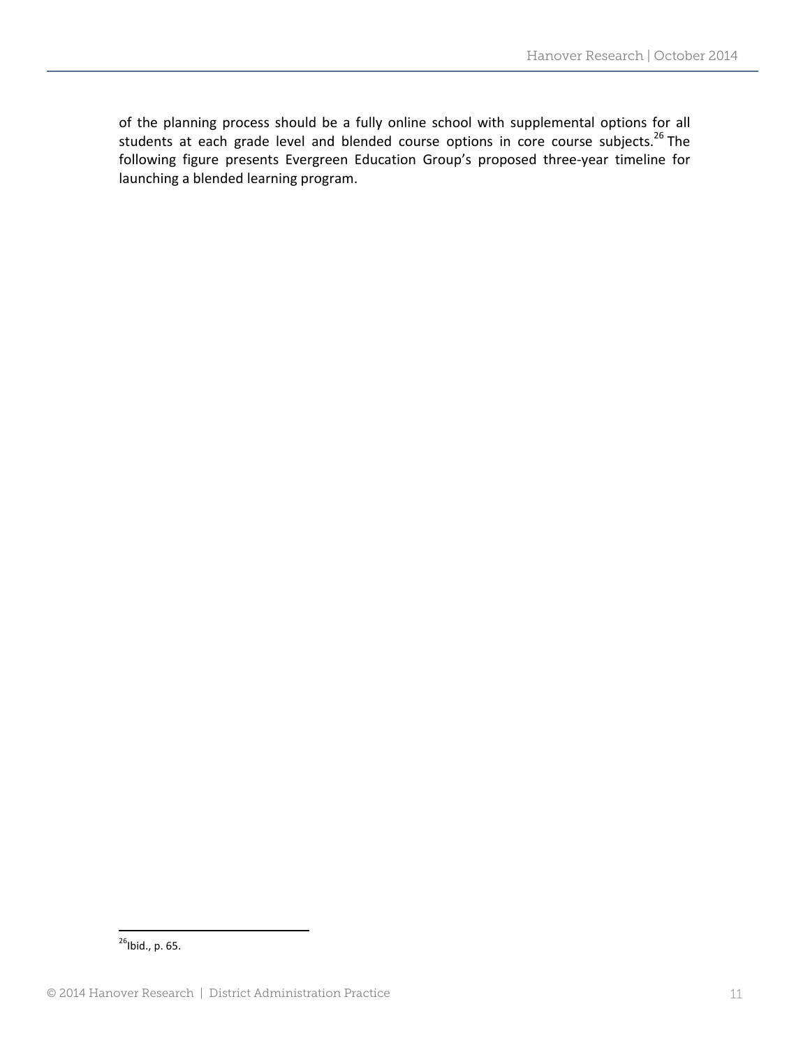of the planning process should be a fully online school with supplemental options for all students at each grade level and blended course options in core course subjects.[26] The following figure presents Evergreen Education Group's proposed three-year timeline for launching a blended learning program.

[26] Ibid., p. 65.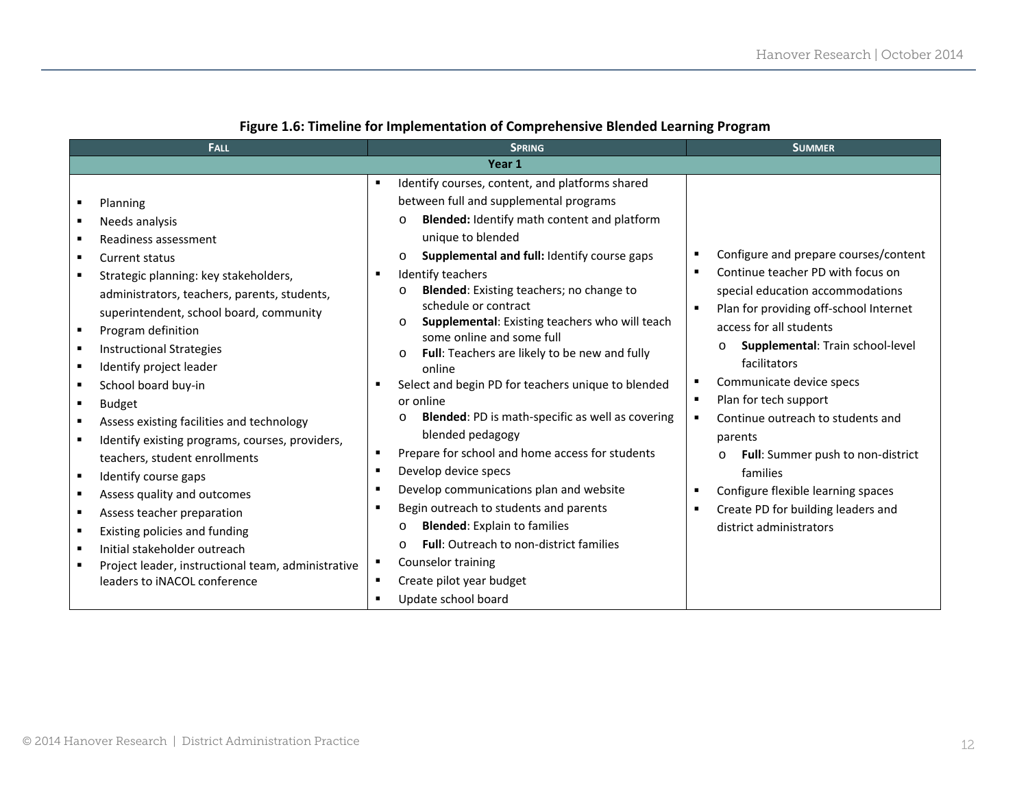**Figure 1.6: Timeline for Implementation of Comprehensive Blended Learning Program**

| FALL | SPRING | SUMMER |
|---|---|---|
| **Year 1** | | |
| ▪ Planning<br>▪ Needs analysis<br>▪ Readiness assessment<br>▪ Current status<br>▪ Strategic planning: key stakeholders, administrators, teachers, parents, students, superintendent, school board, community<br>▪ Program definition<br>▪ Instructional Strategies<br>▪ Identify project leader<br>▪ School board buy-in<br>▪ Budget<br>▪ Assess existing facilities and technology<br>▪ Identify existing programs, courses, providers, teachers, student enrollments<br>▪ Identify course gaps<br>▪ Assess quality and outcomes<br>▪ Assess teacher preparation<br>▪ Existing policies and funding<br>▪ Initial stakeholder outreach<br>▪ Project leader, instructional team, administrative leaders to iNACOL conference | ▪ Identify courses, content, and platforms shared between full and supplemental programs<br>o **Blended:** Identify math content and platform unique to blended<br>o **Supplemental and full:** Identify course gaps<br>▪ Identify teachers<br>o **Blended**: Existing teachers; no change to schedule or contract<br>o **Supplemental**: Existing teachers who will teach some online and some full<br>o **Full**: Teachers are likely to be new and fully online<br>▪ Select and begin PD for teachers unique to blended or online<br>o **Blended**: PD is math-specific as well as covering blended pedagogy<br>▪ Prepare for school and home access for students<br>▪ Develop device specs<br>▪ Develop communications plan and website<br>▪ Begin outreach to students and parents<br>o **Blended**: Explain to families<br>o **Full**: Outreach to non-district families<br>▪ Counselor training<br>▪ Create pilot year budget<br>▪ Update school board | ▪ Configure and prepare courses/content<br>▪ Continue teacher PD with focus on special education accommodations<br>▪ Plan for providing off-school Internet access for all students<br>o **Supplemental**: Train school-level facilitators<br>▪ Communicate device specs<br>▪ Plan for tech support<br>▪ Continue outreach to students and parents<br>o **Full**: Summer push to non-district families<br>▪ Configure flexible learning spaces<br>▪ Create PD for building leaders and district administrators |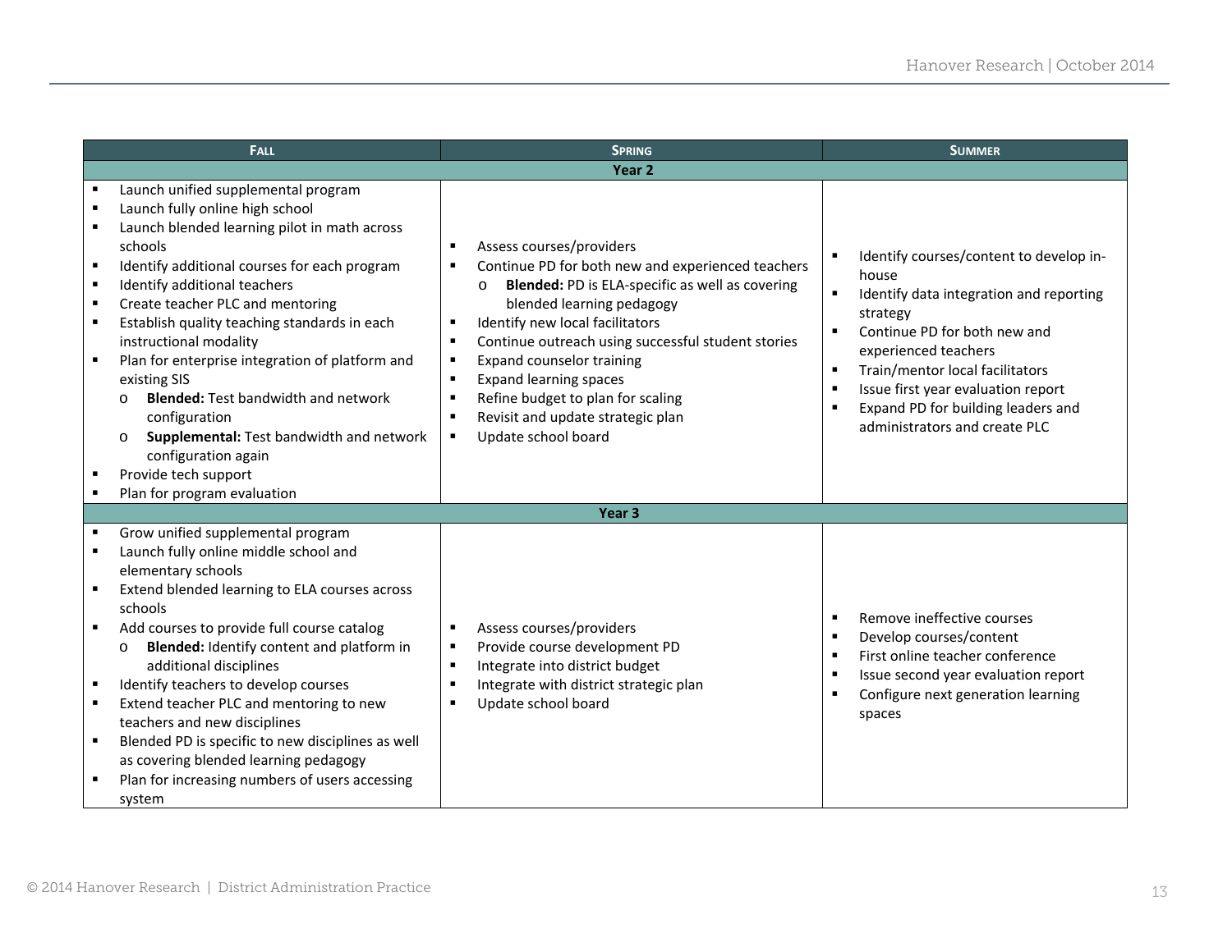| FALL | SPRING | SUMMER |
|---|---|---|
| **Year 2** | | |
| ▪ Launch unified supplemental program<br>▪ Launch fully online high school<br>▪ Launch blended learning pilot in math across schools<br>▪ Identify additional courses for each program<br>▪ Identify additional teachers<br>▪ Create teacher PLC and mentoring<br>▪ Establish quality teaching standards in each instructional modality<br>▪ Plan for enterprise integration of platform and existing SIS<br>&nbsp;&nbsp;o **Blended:** Test bandwidth and network configuration<br>&nbsp;&nbsp;o **Supplemental:** Test bandwidth and network configuration again<br>▪ Provide tech support<br>▪ Plan for program evaluation | ▪ Assess courses/providers<br>▪ Continue PD for both new and experienced teachers<br>&nbsp;&nbsp;o **Blended:** PD is ELA-specific as well as covering blended learning pedagogy<br>▪ Identify new local facilitators<br>▪ Continue outreach using successful student stories<br>▪ Expand counselor training<br>▪ Expand learning spaces<br>▪ Refine budget to plan for scaling<br>▪ Revisit and update strategic plan<br>▪ Update school board | ▪ Identify courses/content to develop in-house<br>▪ Identify data integration and reporting strategy<br>▪ Continue PD for both new and experienced teachers<br>▪ Train/mentor local facilitators<br>▪ Issue first year evaluation report<br>▪ Expand PD for building leaders and administrators and create PLC |
| **Year 3** | | |
| ▪ Grow unified supplemental program<br>▪ Launch fully online middle school and elementary schools<br>▪ Extend blended learning to ELA courses across schools<br>▪ Add courses to provide full course catalog<br>&nbsp;&nbsp;o **Blended:** Identify content and platform in additional disciplines<br>▪ Identify teachers to develop courses<br>▪ Extend teacher PLC and mentoring to new teachers and new disciplines<br>▪ Blended PD is specific to new disciplines as well as covering blended learning pedagogy<br>▪ Plan for increasing numbers of users accessing system | ▪ Assess courses/providers<br>▪ Provide course development PD<br>▪ Integrate into district budget<br>▪ Integrate with district strategic plan<br>▪ Update school board | ▪ Remove ineffective courses<br>▪ Develop courses/content<br>▪ First online teacher conference<br>▪ Issue second year evaluation report<br>▪ Configure next generation learning spaces |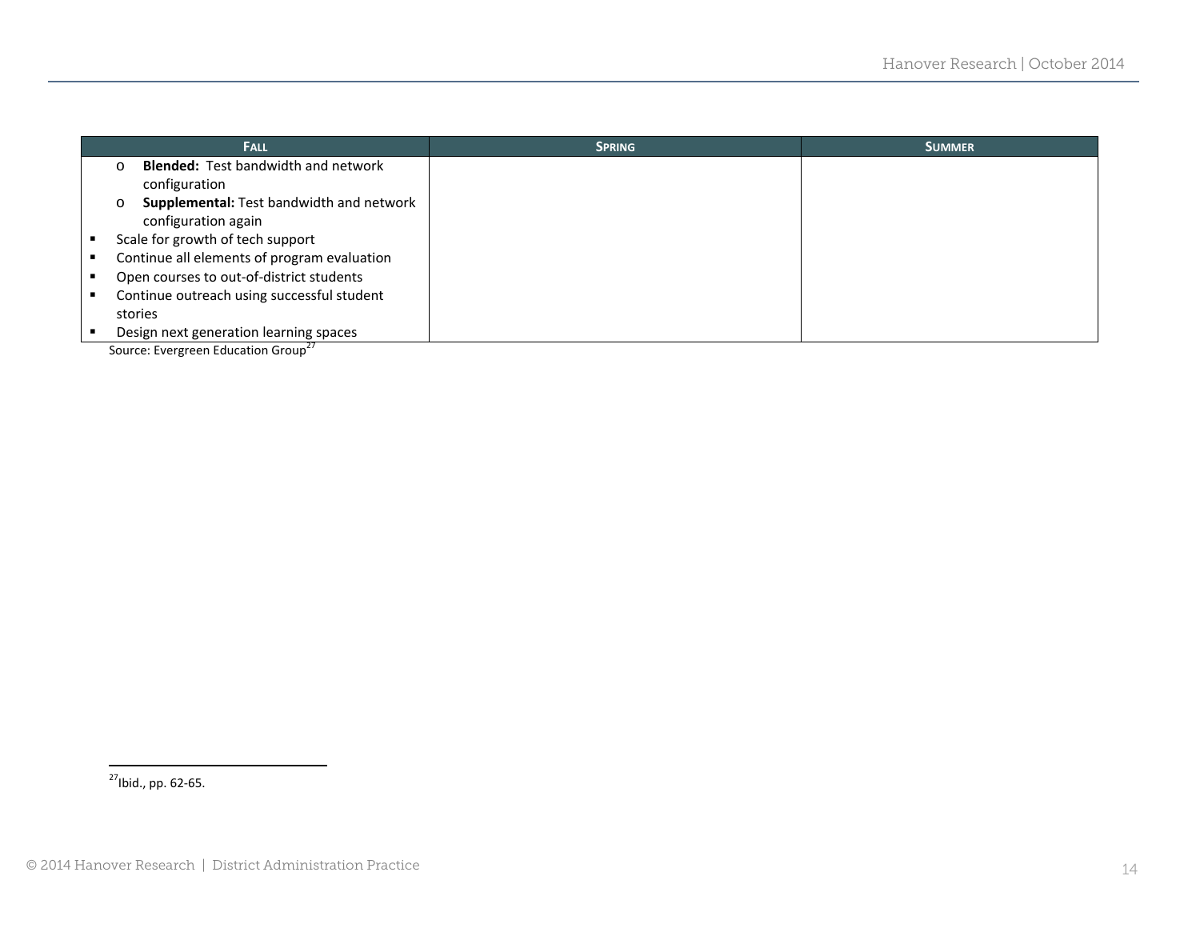| FALL | SPRING | SUMMER |
|---|---|---|
| o **Blended:** Test bandwidth and network configuration<br>o **Supplemental:** Test bandwidth and network configuration again<br>▪ Scale for growth of tech support<br>▪ Continue all elements of program evaluation<br>▪ Open courses to out-of-district students<br>▪ Continue outreach using successful student stories<br>▪ Design next generation learning spaces | | |

Source: Evergreen Education Group[27]

[27] Ibid., pp. 62-65.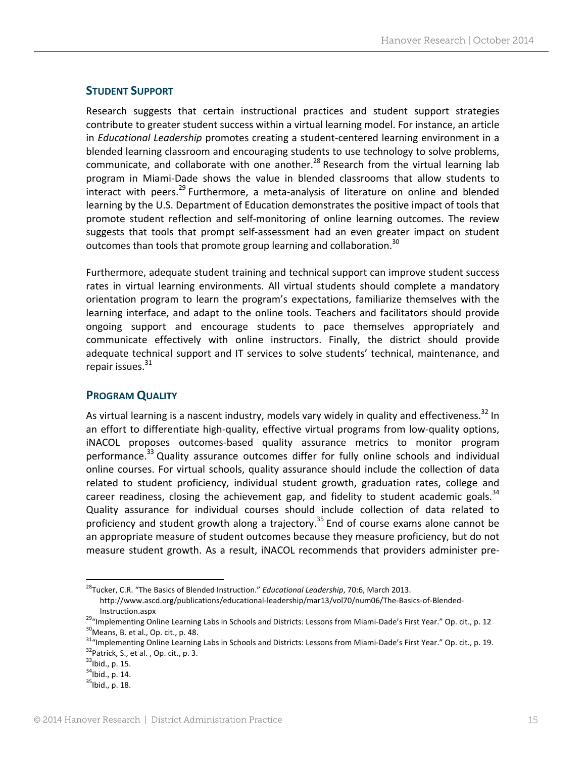## STUDENT SUPPORT

Research suggests that certain instructional practices and student support strategies contribute to greater student success within a virtual learning model. For instance, an article in *Educational Leadership* promotes creating a student-centered learning environment in a blended learning classroom and encouraging students to use technology to solve problems, communicate, and collaborate with one another.[28] Research from the virtual learning lab program in Miami-Dade shows the value in blended classrooms that allow students to interact with peers.[29] Furthermore, a meta-analysis of literature on online and blended learning by the U.S. Department of Education demonstrates the positive impact of tools that promote student reflection and self-monitoring of online learning outcomes. The review suggests that tools that prompt self-assessment had an even greater impact on student outcomes than tools that promote group learning and collaboration.[30]

Furthermore, adequate student training and technical support can improve student success rates in virtual learning environments. All virtual students should complete a mandatory orientation program to learn the program's expectations, familiarize themselves with the learning interface, and adapt to the online tools. Teachers and facilitators should provide ongoing support and encourage students to pace themselves appropriately and communicate effectively with online instructors. Finally, the district should provide adequate technical support and IT services to solve students' technical, maintenance, and repair issues.[31]

## PROGRAM QUALITY

As virtual learning is a nascent industry, models vary widely in quality and effectiveness.[32] In an effort to differentiate high-quality, effective virtual programs from low-quality options, iNACOL proposes outcomes-based quality assurance metrics to monitor program performance.[33] Quality assurance outcomes differ for fully online schools and individual online courses. For virtual schools, quality assurance should include the collection of data related to student proficiency, individual student growth, graduation rates, college and career readiness, closing the achievement gap, and fidelity to student academic goals.[34] Quality assurance for individual courses should include collection of data related to proficiency and student growth along a trajectory.[35] End of course exams alone cannot be an appropriate measure of student outcomes because they measure proficiency, but do not measure student growth. As a result, iNACOL recommends that providers administer pre-

---

[28] Tucker, C.R. "The Basics of Blended Instruction." *Educational Leadership*, 70:6, March 2013. http://www.ascd.org/publications/educational-leadership/mar13/vol70/num06/The-Basics-of-Blended-Instruction.aspx

[29] "Implementing Online Learning Labs in Schools and Districts: Lessons from Miami-Dade's First Year." Op. cit., p. 12

[30] Means, B. et al., Op. cit., p. 48.

[31] "Implementing Online Learning Labs in Schools and Districts: Lessons from Miami-Dade's First Year." Op. cit., p. 19.

[32] Patrick, S., et al. , Op. cit., p. 3.

[33] Ibid., p. 15.

[34] Ibid., p. 14.

[35] Ibid., p. 18.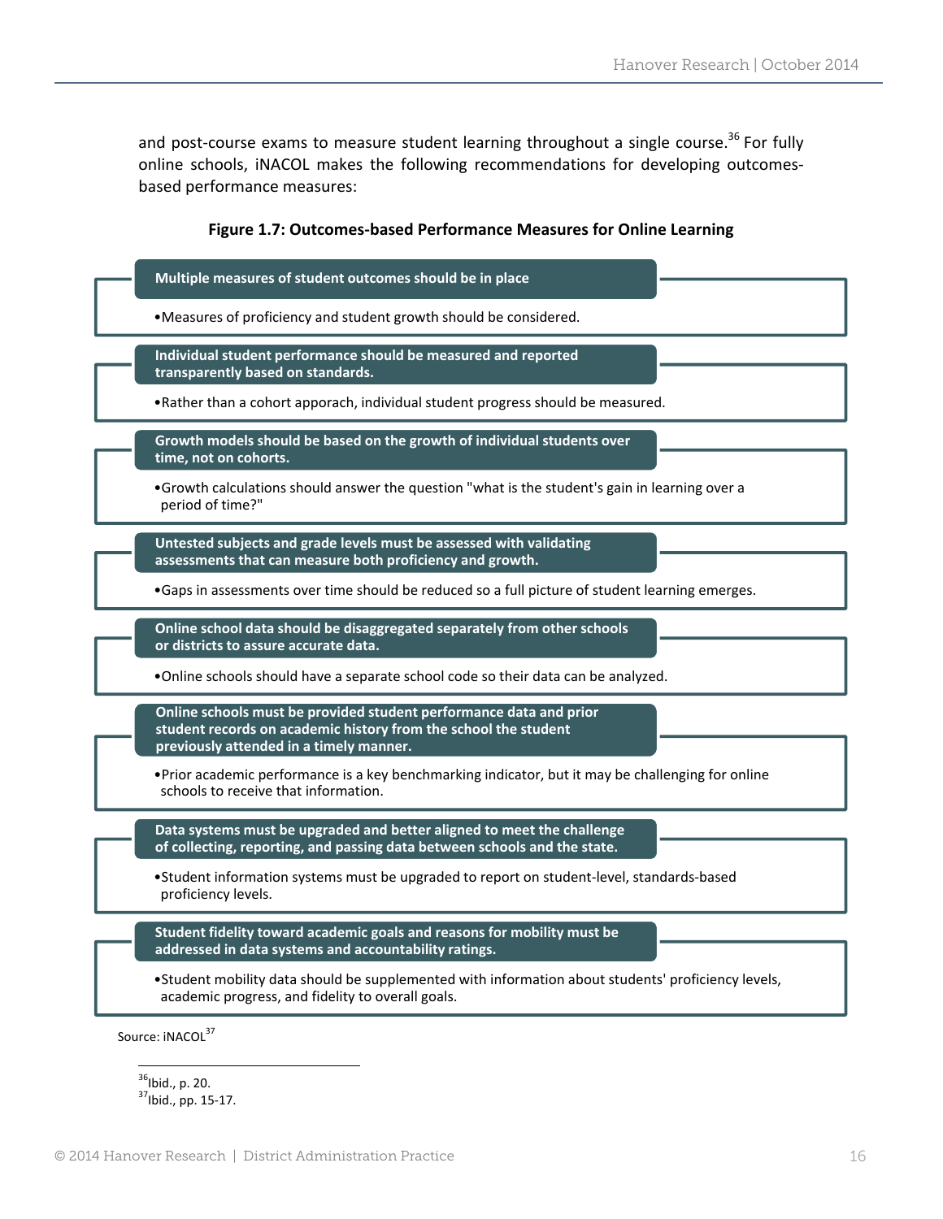and post-course exams to measure student learning throughout a single course.[36] For fully online schools, iNACOL makes the following recommendations for developing outcomes-based performance measures:

**Figure 1.7: Outcomes-based Performance Measures for Online Learning**

**Multiple measures of student outcomes should be in place**

- Measures of proficiency and student growth should be considered.

**Individual student performance should be measured and reported transparently based on standards.**

- Rather than a cohort appoach, individual student progress should be measured.

**Growth models should be based on the growth of individual students over time, not on cohorts.**

- Growth calculations should answer the question "what is the student's gain in learning over a period of time?"

**Untested subjects and grade levels must be assessed with validating assessments that can measure both proficiency and growth.**

- Gaps in assessments over time should be reduced so a full picture of student learning emerges.

**Online school data should be disaggregated separately from other schools or districts to assure accurate data.**

- Online schools should have a separate school code so their data can be analyzed.

**Online schools must be provided student performance data and prior student records on academic history from the school the student previously attended in a timely manner.**

- Prior academic performance is a key benchmarking indicator, but it may be challenging for online schools to receive that information.

**Data systems must be upgraded and better aligned to meet the challenge of collecting, reporting, and passing data between schools and the state.**

- Student information systems must be upgraded to report on student-level, standards-based proficiency levels.

**Student fidelity toward academic goals and reasons for mobility must be addressed in data systems and accountability ratings.**

- Student mobility data should be supplemented with information about students' proficiency levels, academic progress, and fidelity to overall goals.

Source: iNACOL[37]

---

[36] Ibid., p. 20.

[37] Ibid., pp. 15-17.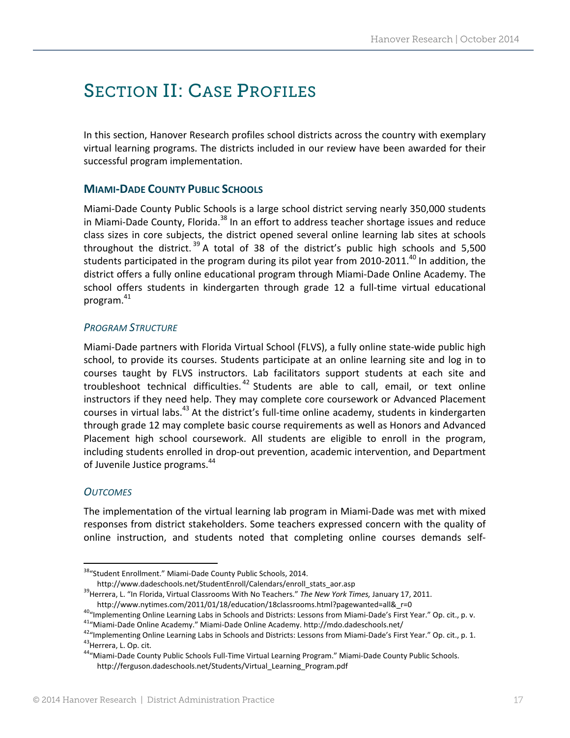# SECTION II: CASE PROFILES

In this section, Hanover Research profiles school districts across the country with exemplary virtual learning programs. The districts included in our review have been awarded for their successful program implementation.

## MIAMI-DADE COUNTY PUBLIC SCHOOLS

Miami-Dade County Public Schools is a large school district serving nearly 350,000 students in Miami-Dade County, Florida.[38] In an effort to address teacher shortage issues and reduce class sizes in core subjects, the district opened several online learning lab sites at schools throughout the district.[39] A total of 38 of the district's public high schools and 5,500 students participated in the program during its pilot year from 2010-2011.[40] In addition, the district offers a fully online educational program through Miami-Dade Online Academy. The school offers students in kindergarten through grade 12 a full-time virtual educational program.[41]

### *PROGRAM STRUCTURE*

Miami-Dade partners with Florida Virtual School (FLVS), a fully online state-wide public high school, to provide its courses. Students participate at an online learning site and log in to courses taught by FLVS instructors. Lab facilitators support students at each site and troubleshoot technical difficulties.[42] Students are able to call, email, or text online instructors if they need help. They may complete core coursework or Advanced Placement courses in virtual labs.[43] At the district's full-time online academy, students in kindergarten through grade 12 may complete basic course requirements as well as Honors and Advanced Placement high school coursework. All students are eligible to enroll in the program, including students enrolled in drop-out prevention, academic intervention, and Department of Juvenile Justice programs.[44]

### *OUTCOMES*

The implementation of the virtual learning lab program in Miami-Dade was met with mixed responses from district stakeholders. Some teachers expressed concern with the quality of online instruction, and students noted that completing online courses demands self-

---

[38] "Student Enrollment." Miami-Dade County Public Schools, 2014. http://www.dadeschools.net/StudentEnroll/Calendars/enroll_stats_aor.asp

[39] Herrera, L. "In Florida, Virtual Classrooms With No Teachers." *The New York Times,* January 17, 2011. http://www.nytimes.com/2011/01/18/education/18classrooms.html?pagewanted=all&_r=0

[40] "Implementing Online Learning Labs in Schools and Districts: Lessons from Miami-Dade's First Year." Op. cit., p. v.

[41] "Miami-Dade Online Academy." Miami-Dade Online Academy. http://mdo.dadeschools.net/

[42] "Implementing Online Learning Labs in Schools and Districts: Lessons from Miami-Dade's First Year." Op. cit., p. 1.

[43] Herrera, L. Op. cit.

[44] "Miami-Dade County Public Schools Full-Time Virtual Learning Program." Miami-Dade County Public Schools. http://ferguson.dadeschools.net/Students/Virtual_Learning_Program.pdf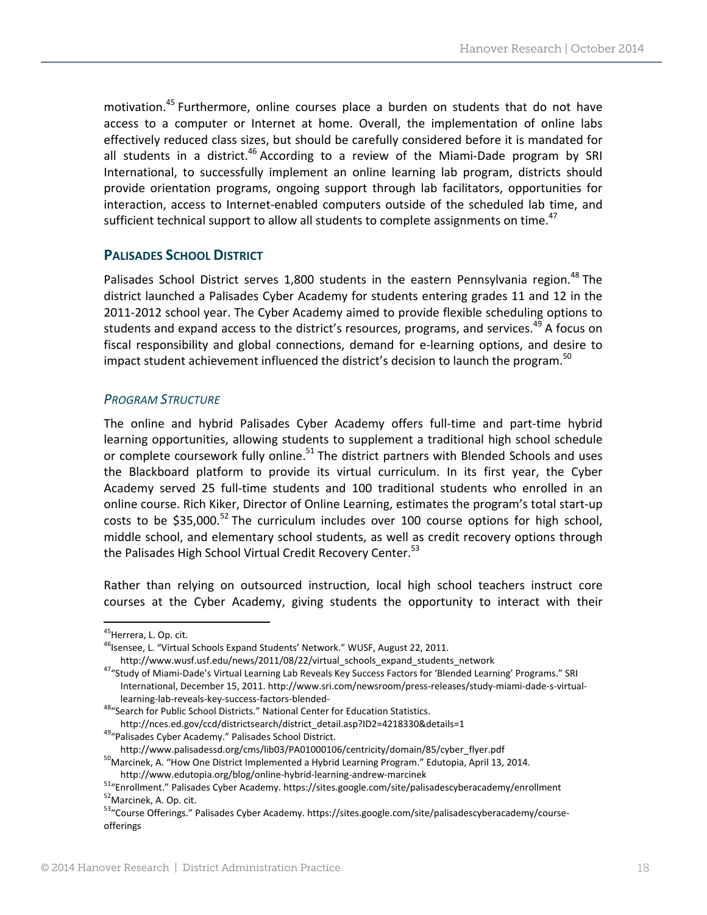motivation.[45] Furthermore, online courses place a burden on students that do not have access to a computer or Internet at home. Overall, the implementation of online labs effectively reduced class sizes, but should be carefully considered before it is mandated for all students in a district.[46] According to a review of the Miami-Dade program by SRI International, to successfully implement an online learning lab program, districts should provide orientation programs, ongoing support through lab facilitators, opportunities for interaction, access to Internet-enabled computers outside of the scheduled lab time, and sufficient technical support to allow all students to complete assignments on time.[47]

## PALISADES SCHOOL DISTRICT

Palisades School District serves 1,800 students in the eastern Pennsylvania region.[48] The district launched a Palisades Cyber Academy for students entering grades 11 and 12 in the 2011-2012 school year. The Cyber Academy aimed to provide flexible scheduling options to students and expand access to the district's resources, programs, and services.[49] A focus on fiscal responsibility and global connections, demand for e-learning options, and desire to impact student achievement influenced the district's decision to launch the program.[50]

### *PROGRAM STRUCTURE*

The online and hybrid Palisades Cyber Academy offers full-time and part-time hybrid learning opportunities, allowing students to supplement a traditional high school schedule or complete coursework fully online.[51] The district partners with Blended Schools and uses the Blackboard platform to provide its virtual curriculum. In its first year, the Cyber Academy served 25 full-time students and 100 traditional students who enrolled in an online course. Rich Kiker, Director of Online Learning, estimates the program's total start-up costs to be $35,000.[52] The curriculum includes over 100 course options for high school, middle school, and elementary school students, as well as credit recovery options through the Palisades High School Virtual Credit Recovery Center.[53]

Rather than relying on outsourced instruction, local high school teachers instruct core courses at the Cyber Academy, giving students the opportunity to interact with their

---

[45] Herrera, L. Op. cit.

[46] Isensee, L. "Virtual Schools Expand Students' Network." WUSF, August 22, 2011. http://www.wusf.usf.edu/news/2011/08/22/virtual_schools_expand_students_network

[47] "Study of Miami-Dade's Virtual Learning Lab Reveals Key Success Factors for 'Blended Learning' Programs." SRI International, December 15, 2011. http://www.sri.com/newsroom/press-releases/study-miami-dade-s-virtual-learning-lab-reveals-key-success-factors-blended-

[48] "Search for Public School Districts." National Center for Education Statistics. http://nces.ed.gov/ccd/districtsearch/district_detail.asp?ID2=4218330&details=1

[49] "Palisades Cyber Academy." Palisades School District. http://www.palisadessd.org/cms/lib03/PA01000106/centricity/domain/85/cyber_flyer.pdf

[50] Marcinek, A. "How One District Implemented a Hybrid Learning Program." Edutopia, April 13, 2014. http://www.edutopia.org/blog/online-hybrid-learning-andrew-marcinek

[51] "Enrollment." Palisades Cyber Academy. https://sites.google.com/site/palisadescyberacademy/enrollment

[52] Marcinek, A. Op. cit.

[53] "Course Offerings." Palisades Cyber Academy. https://sites.google.com/site/palisadescyberacademy/course-offerings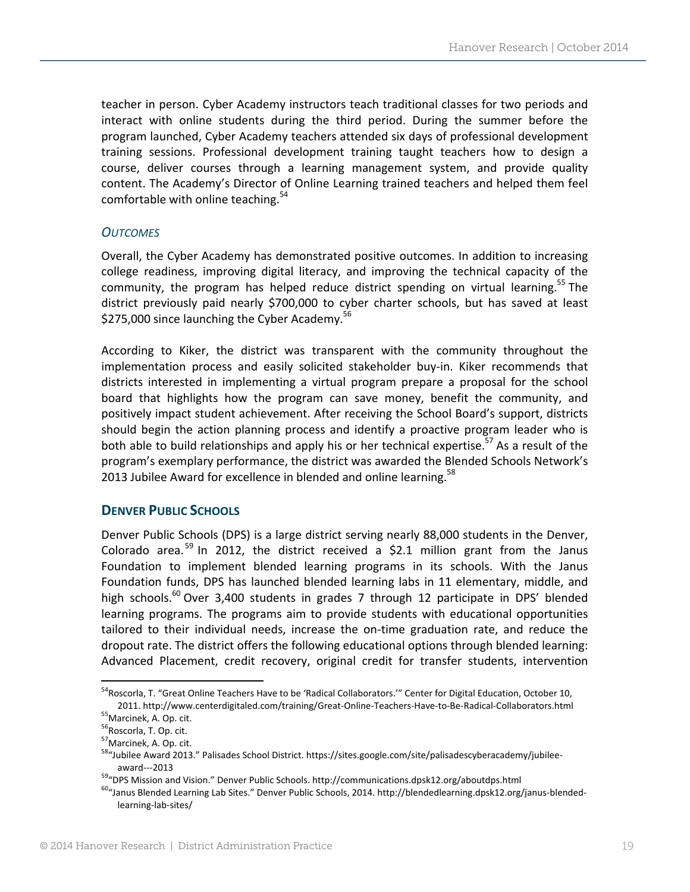teacher in person. Cyber Academy instructors teach traditional classes for two periods and interact with online students during the third period. During the summer before the program launched, Cyber Academy teachers attended six days of professional development training sessions. Professional development training taught teachers how to design a course, deliver courses through a learning management system, and provide quality content. The Academy's Director of Online Learning trained teachers and helped them feel comfortable with online teaching.[54]

### *OUTCOMES*

Overall, the Cyber Academy has demonstrated positive outcomes. In addition to increasing college readiness, improving digital literacy, and improving the technical capacity of the community, the program has helped reduce district spending on virtual learning.[55] The district previously paid nearly $700,000 to cyber charter schools, but has saved at least $275,000 since launching the Cyber Academy.[56]

According to Kiker, the district was transparent with the community throughout the implementation process and easily solicited stakeholder buy-in. Kiker recommends that districts interested in implementing a virtual program prepare a proposal for the school board that highlights how the program can save money, benefit the community, and positively impact student achievement. After receiving the School Board's support, districts should begin the action planning process and identify a proactive program leader who is both able to build relationships and apply his or her technical expertise.[57] As a result of the program's exemplary performance, the district was awarded the Blended Schools Network's 2013 Jubilee Award for excellence in blended and online learning.[58]

## DENVER PUBLIC SCHOOLS

Denver Public Schools (DPS) is a large district serving nearly 88,000 students in the Denver, Colorado area.[59] In 2012, the district received a $2.1 million grant from the Janus Foundation to implement blended learning programs in its schools. With the Janus Foundation funds, DPS has launched blended learning labs in 11 elementary, middle, and high schools.[60] Over 3,400 students in grades 7 through 12 participate in DPS' blended learning programs. The programs aim to provide students with educational opportunities tailored to their individual needs, increase the on-time graduation rate, and reduce the dropout rate. The district offers the following educational options through blended learning: Advanced Placement, credit recovery, original credit for transfer students, intervention

---

[54] Roscorla, T. "Great Online Teachers Have to be 'Radical Collaborators.'" Center for Digital Education, October 10, 2011. http://www.centerdigitaled.com/training/Great-Online-Teachers-Have-to-Be-Radical-Collaborators.html

[55] Marcinek, A. Op. cit.

[56] Roscorla, T. Op. cit.

[57] Marcinek, A. Op. cit.

[58] "Jubilee Award 2013." Palisades School District. https://sites.google.com/site/palisadescyberacademy/jubilee-award---2013

[59] "DPS Mission and Vision." Denver Public Schools. http://communications.dpsk12.org/aboutdps.html

[60] "Janus Blended Learning Lab Sites." Denver Public Schools, 2014. http://blendedlearning.dpsk12.org/janus-blended-learning-lab-sites/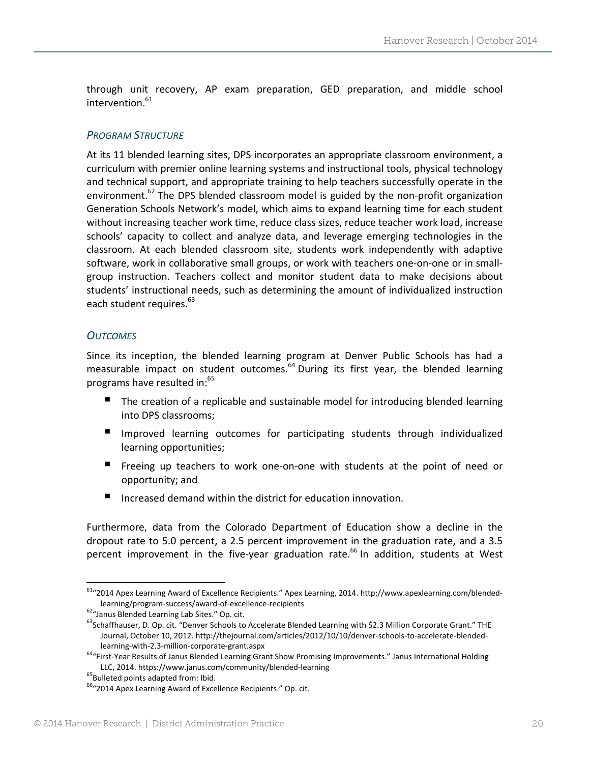through unit recovery, AP exam preparation, GED preparation, and middle school intervention.[61]

### *Program Structure*

At its 11 blended learning sites, DPS incorporates an appropriate classroom environment, a curriculum with premier online learning systems and instructional tools, physical technology and technical support, and appropriate training to help teachers successfully operate in the environment.[62] The DPS blended classroom model is guided by the non-profit organization Generation Schools Network's model, which aims to expand learning time for each student without increasing teacher work time, reduce class sizes, reduce teacher work load, increase schools' capacity to collect and analyze data, and leverage emerging technologies in the classroom. At each blended classroom site, students work independently with adaptive software, work in collaborative small groups, or work with teachers one-on-one or in small-group instruction. Teachers collect and monitor student data to make decisions about students' instructional needs, such as determining the amount of individualized instruction each student requires.[63]

### *Outcomes*

Since its inception, the blended learning program at Denver Public Schools has had a measurable impact on student outcomes.[64] During its first year, the blended learning programs have resulted in:[65]

- The creation of a replicable and sustainable model for introducing blended learning into DPS classrooms;
- Improved learning outcomes for participating students through individualized learning opportunities;
- Freeing up teachers to work one-on-one with students at the point of need or opportunity; and
- Increased demand within the district for education innovation.

Furthermore, data from the Colorado Department of Education show a decline in the dropout rate to 5.0 percent, a 2.5 percent improvement in the graduation rate, and a 3.5 percent improvement in the five-year graduation rate.[66] In addition, students at West

---

[61] "2014 Apex Learning Award of Excellence Recipients." Apex Learning, 2014. http://www.apexlearning.com/blended-learning/program-success/award-of-excellence-recipients

[62] "Janus Blended Learning Lab Sites." Op. cit.

[63] Schaffhauser, D. Op. cit. "Denver Schools to Accelerate Blended Learning with $2.3 Million Corporate Grant." THE Journal, October 10, 2012. http://thejournal.com/articles/2012/10/10/denver-schools-to-accelerate-blended-learning-with-2.3-million-corporate-grant.aspx

[64] "First-Year Results of Janus Blended Learning Grant Show Promising Improvements." Janus International Holding LLC, 2014. https://www.janus.com/community/blended-learning

[65] Bulleted points adapted from: Ibid.

[66] "2014 Apex Learning Award of Excellence Recipients." Op. cit.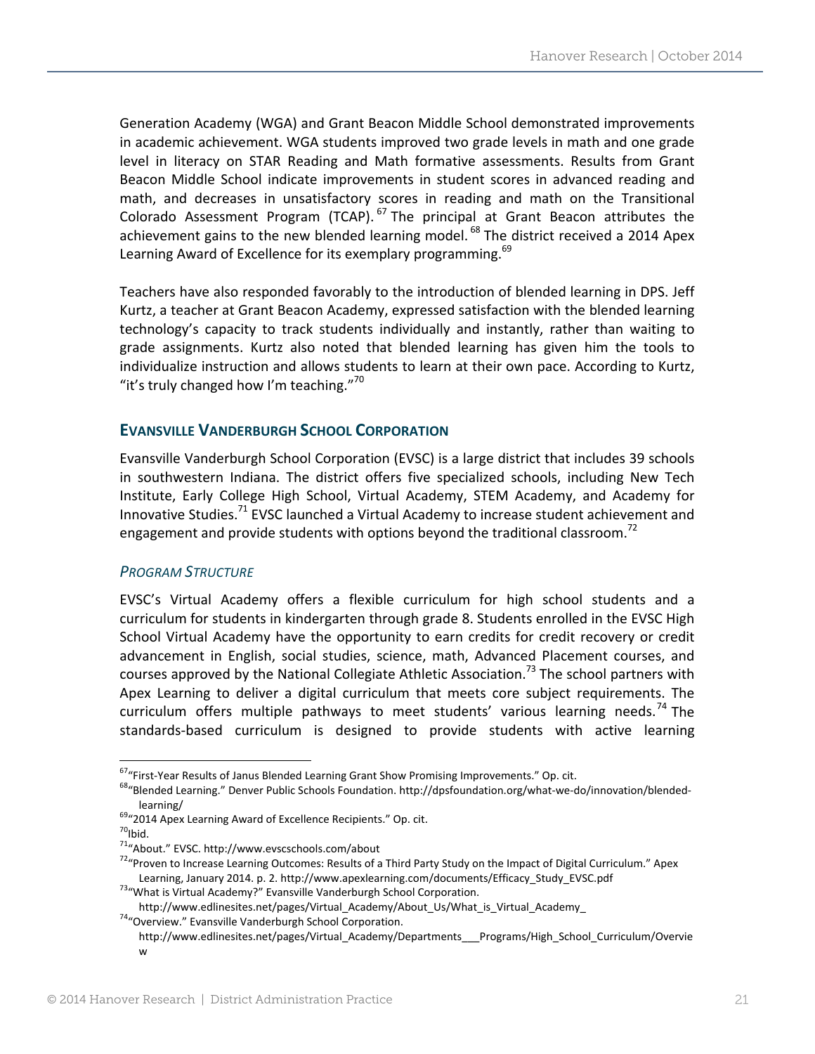Generation Academy (WGA) and Grant Beacon Middle School demonstrated improvements in academic achievement. WGA students improved two grade levels in math and one grade level in literacy on STAR Reading and Math formative assessments. Results from Grant Beacon Middle School indicate improvements in student scores in advanced reading and math, and decreases in unsatisfactory scores in reading and math on the Transitional Colorado Assessment Program (TCAP).[67] The principal at Grant Beacon attributes the achievement gains to the new blended learning model.[68] The district received a 2014 Apex Learning Award of Excellence for its exemplary programming.[69]

Teachers have also responded favorably to the introduction of blended learning in DPS. Jeff Kurtz, a teacher at Grant Beacon Academy, expressed satisfaction with the blended learning technology's capacity to track students individually and instantly, rather than waiting to grade assignments. Kurtz also noted that blended learning has given him the tools to individualize instruction and allows students to learn at their own pace. According to Kurtz, "it's truly changed how I'm teaching."[70]

### EVANSVILLE VANDERBURGH SCHOOL CORPORATION

Evansville Vanderburgh School Corporation (EVSC) is a large district that includes 39 schools in southwestern Indiana. The district offers five specialized schools, including New Tech Institute, Early College High School, Virtual Academy, STEM Academy, and Academy for Innovative Studies.[71] EVSC launched a Virtual Academy to increase student achievement and engagement and provide students with options beyond the traditional classroom.[72]

#### *PROGRAM STRUCTURE*

EVSC's Virtual Academy offers a flexible curriculum for high school students and a curriculum for students in kindergarten through grade 8. Students enrolled in the EVSC High School Virtual Academy have the opportunity to earn credits for credit recovery or credit advancement in English, social studies, science, math, Advanced Placement courses, and courses approved by the National Collegiate Athletic Association.[73] The school partners with Apex Learning to deliver a digital curriculum that meets core subject requirements. The curriculum offers multiple pathways to meet students' various learning needs.[74] The standards-based curriculum is designed to provide students with active learning

---

[67] "First-Year Results of Janus Blended Learning Grant Show Promising Improvements." Op. cit.

[68] "Blended Learning." Denver Public Schools Foundation. http://dpsfoundation.org/what-we-do/innovation/blended-learning/

[69] "2014 Apex Learning Award of Excellence Recipients." Op. cit.

[70] Ibid.

[71] "About." EVSC. http://www.evscschools.com/about

[72] "Proven to Increase Learning Outcomes: Results of a Third Party Study on the Impact of Digital Curriculum." Apex Learning, January 2014. p. 2. http://www.apexlearning.com/documents/Efficacy_Study_EVSC.pdf

[73] "What is Virtual Academy?" Evansville Vanderburgh School Corporation. http://www.edlinesites.net/pages/Virtual_Academy/About_Us/What_is_Virtual_Academy_

[74] "Overview." Evansville Vanderburgh School Corporation. http://www.edlinesites.net/pages/Virtual_Academy/Departments___Programs/High_School_Curriculum/Overview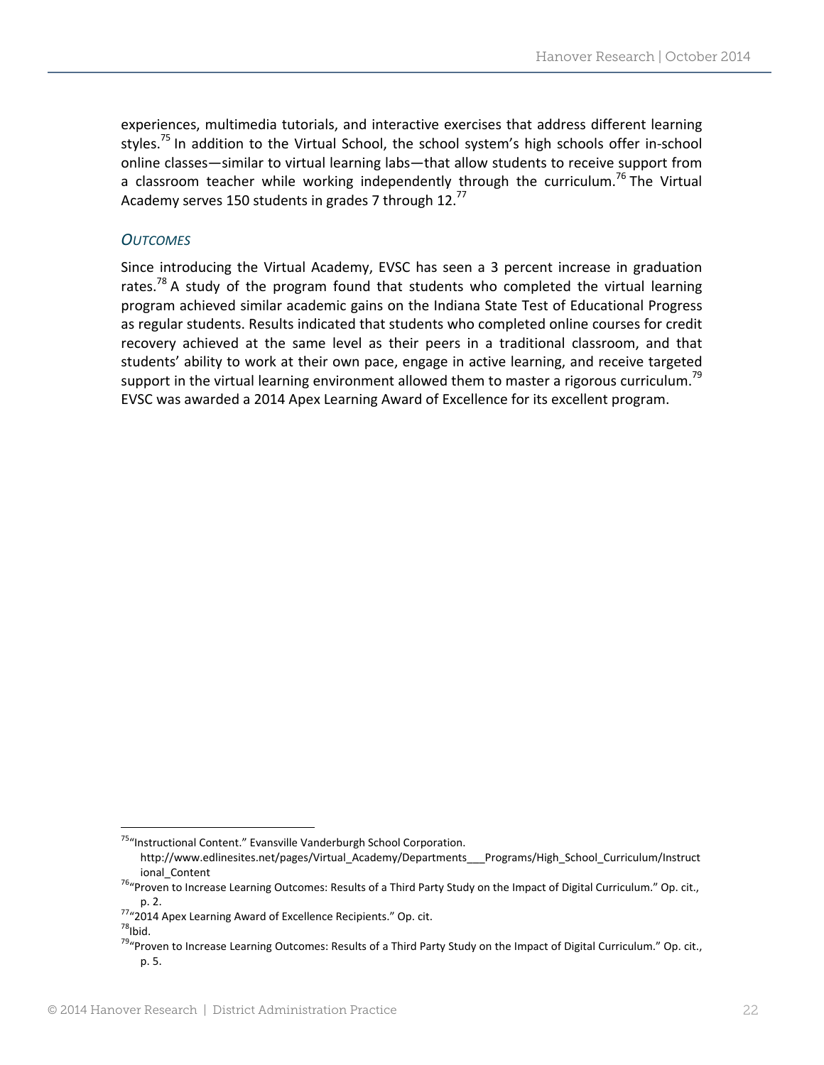experiences, multimedia tutorials, and interactive exercises that address different learning styles.[75] In addition to the Virtual School, the school system's high schools offer in-school online classes—similar to virtual learning labs—that allow students to receive support from a classroom teacher while working independently through the curriculum.[76] The Virtual Academy serves 150 students in grades 7 through 12.[77]

### *Outcomes*

Since introducing the Virtual Academy, EVSC has seen a 3 percent increase in graduation rates.[78] A study of the program found that students who completed the virtual learning program achieved similar academic gains on the Indiana State Test of Educational Progress as regular students. Results indicated that students who completed online courses for credit recovery achieved at the same level as their peers in a traditional classroom, and that students' ability to work at their own pace, engage in active learning, and receive targeted support in the virtual learning environment allowed them to master a rigorous curriculum.[79] EVSC was awarded a 2014 Apex Learning Award of Excellence for its excellent program.

---

[75] "Instructional Content." Evansville Vanderburgh School Corporation. http://www.edlinesites.net/pages/Virtual_Academy/Departments___Programs/High_School_Curriculum/Instructional_Content

[76] "Proven to Increase Learning Outcomes: Results of a Third Party Study on the Impact of Digital Curriculum." Op. cit., p. 2.

[77] "2014 Apex Learning Award of Excellence Recipients." Op. cit.

[78] Ibid.

[79] "Proven to Increase Learning Outcomes: Results of a Third Party Study on the Impact of Digital Curriculum." Op. cit., p. 5.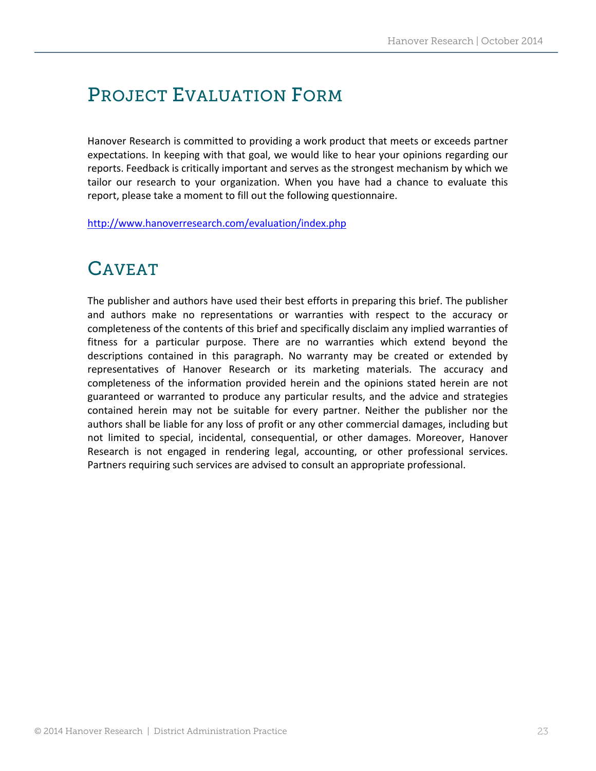# Project Evaluation Form

Hanover Research is committed to providing a work product that meets or exceeds partner expectations. In keeping with that goal, we would like to hear your opinions regarding our reports. Feedback is critically important and serves as the strongest mechanism by which we tailor our research to your organization. When you have had a chance to evaluate this report, please take a moment to fill out the following questionnaire.

http://www.hanoverresearch.com/evaluation/index.php

# Caveat

The publisher and authors have used their best efforts in preparing this brief. The publisher and authors make no representations or warranties with respect to the accuracy or completeness of the contents of this brief and specifically disclaim any implied warranties of fitness for a particular purpose. There are no warranties which extend beyond the descriptions contained in this paragraph. No warranty may be created or extended by representatives of Hanover Research or its marketing materials. The accuracy and completeness of the information provided herein and the opinions stated herein are not guaranteed or warranted to produce any particular results, and the advice and strategies contained herein may not be suitable for every partner. Neither the publisher nor the authors shall be liable for any loss of profit or any other commercial damages, including but not limited to special, incidental, consequential, or other damages. Moreover, Hanover Research is not engaged in rendering legal, accounting, or other professional services. Partners requiring such services are advised to consult an appropriate professional.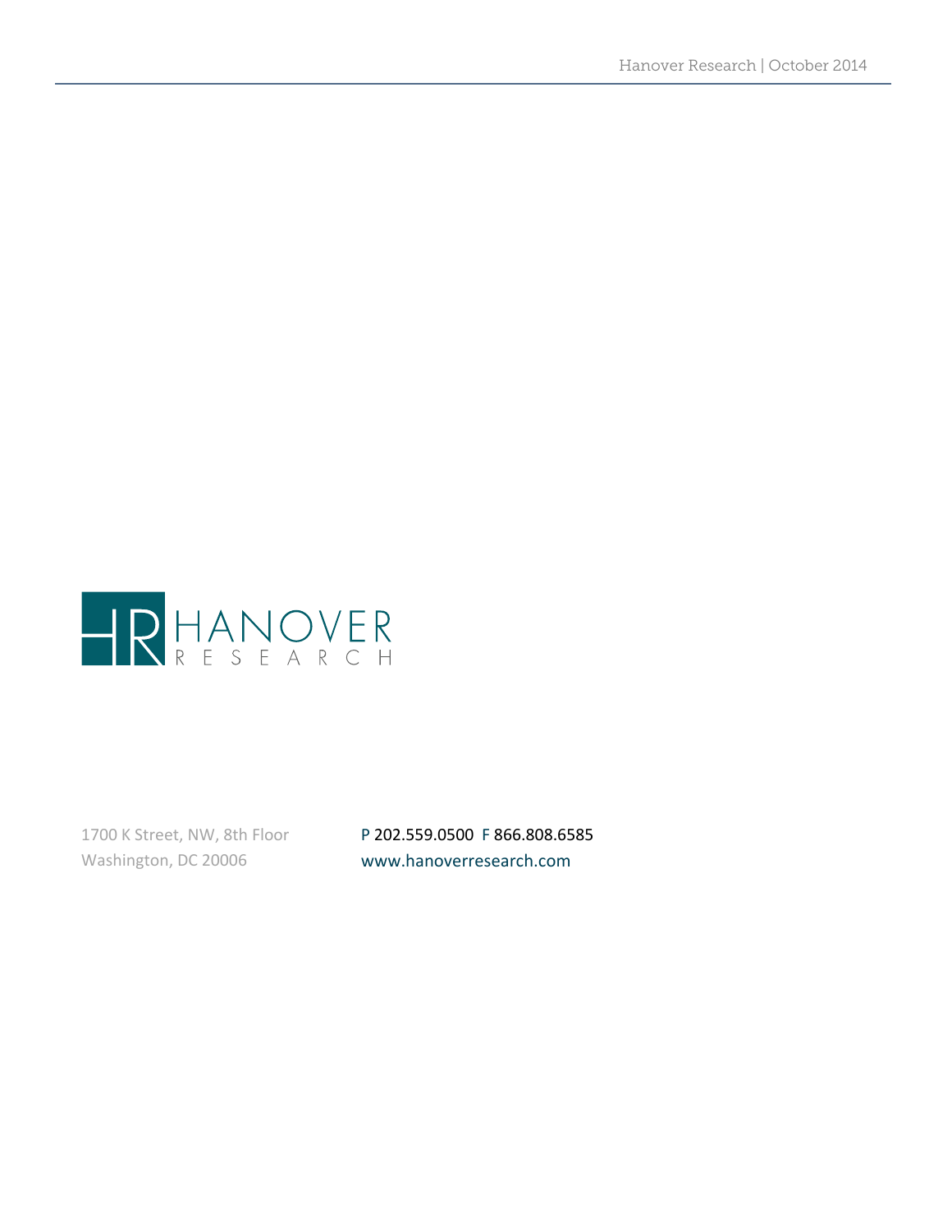HANOVER RESEARCH

1700 K Street, NW, 8th Floor
Washington, DC 20006

P 202.559.0500 F 866.808.6585
www.hanoverresearch.com